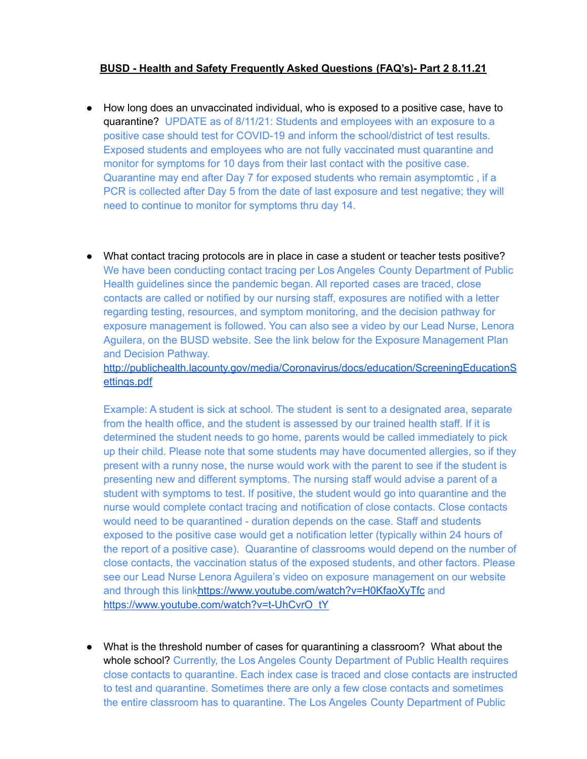**BUSD - Health and Safety Frequently Asked Questions (FAQ's)- Part 2 8.11.21**

- How long does an unvaccinated individual, who is exposed to a positive case, have to quarantine? UPDATE as of 8/11/21: Students and employees with an exposure to a positive case should test for COVID-19 and inform the school/district of test results. Exposed students and employees who are not fully vaccinated must quarantine and monitor for symptoms for 10 days from their last contact with the positive case. Quarantine may end after Day 7 for exposed students who remain asymptomtic , if a PCR is collected after Day 5 from the date of last exposure and test negative; they will need to continue to monitor for symptoms thru day 14.

- What contact tracing protocols are in place in case a student or teacher tests positive? We have been conducting contact tracing per Los Angeles County Department of Public Health guidelines since the pandemic began. All reported cases are traced, close contacts are called or notified by our nursing staff, exposures are notified with a letter regarding testing, resources, and symptom monitoring, and the decision pathway for exposure management is followed. You can also see a video by our Lead Nurse, Lenora Aguilera, on the BUSD website. See the link below for the Exposure Management Plan and Decision Pathway.
  http://publichealth.lacounty.gov/media/Coronavirus/docs/education/ScreeningEducationSettings.pdf

  Example: A student is sick at school. The student is sent to a designated area, separate from the health office, and the student is assessed by our trained health staff. If it is determined the student needs to go home, parents would be called immediately to pick up their child. Please note that some students may have documented allergies, so if they present with a runny nose, the nurse would work with the parent to see if the student is presenting new and different symptoms. The nursing staff would advise a parent of a student with symptoms to test. If positive, the student would go into quarantine and the nurse would complete contact tracing and notification of close contacts. Close contacts would need to be quarantined - duration depends on the case. Staff and students exposed to the positive case would get a notification letter (typically within 24 hours of the report of a positive case). Quarantine of classrooms would depend on the number of close contacts, the vaccination status of the exposed students, and other factors. Please see our Lead Nurse Lenora Aguilera's video on exposure management on our website and through this linkhttps://www.youtube.com/watch?v=H0KfaoXyTfc and https://www.youtube.com/watch?v=t-UhCvrO_tY

- What is the threshold number of cases for quarantining a classroom? What about the whole school? Currently, the Los Angeles County Department of Public Health requires close contacts to quarantine. Each index case is traced and close contacts are instructed to test and quarantine. Sometimes there are only a few close contacts and sometimes the entire classroom has to quarantine. The Los Angeles County Department of Public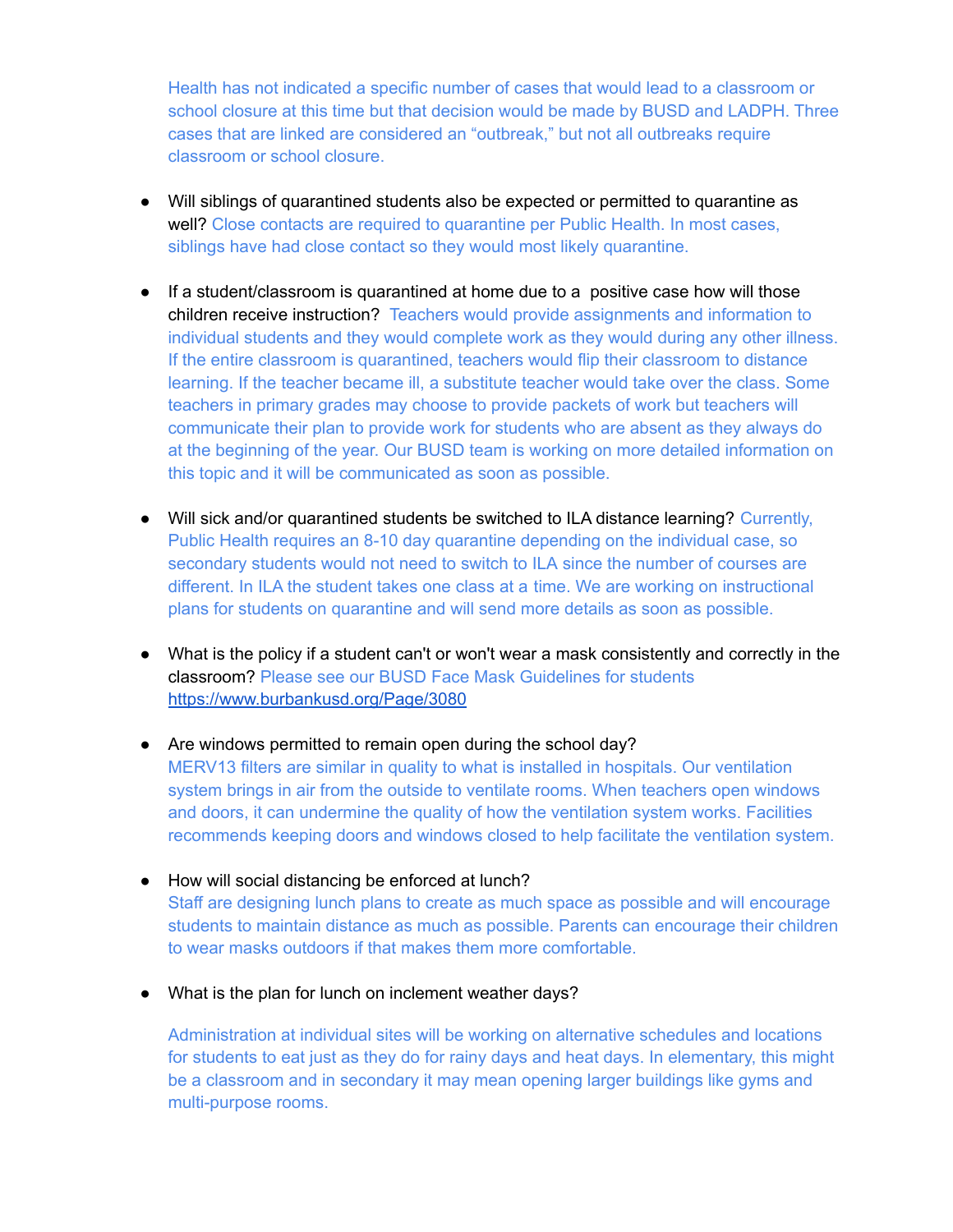Health has not indicated a specific number of cases that would lead to a classroom or school closure at this time but that decision would be made by BUSD and LADPH. Three cases that are linked are considered an "outbreak," but not all outbreaks require classroom or school closure.

- Will siblings of quarantined students also be expected or permitted to quarantine as well? Close contacts are required to quarantine per Public Health. In most cases, siblings have had close contact so they would most likely quarantine.

- If a student/classroom is quarantined at home due to a positive case how will those children receive instruction? Teachers would provide assignments and information to individual students and they would complete work as they would during any other illness. If the entire classroom is quarantined, teachers would flip their classroom to distance learning. If the teacher became ill, a substitute teacher would take over the class. Some teachers in primary grades may choose to provide packets of work but teachers will communicate their plan to provide work for students who are absent as they always do at the beginning of the year. Our BUSD team is working on more detailed information on this topic and it will be communicated as soon as possible.

- Will sick and/or quarantined students be switched to ILA distance learning? Currently, Public Health requires an 8-10 day quarantine depending on the individual case, so secondary students would not need to switch to ILA since the number of courses are different. In ILA the student takes one class at a time. We are working on instructional plans for students on quarantine and will send more details as soon as possible.

- What is the policy if a student can't or won't wear a mask consistently and correctly in the classroom? Please see our BUSD Face Mask Guidelines for students https://www.burbankusd.org/Page/3080

- Are windows permitted to remain open during the school day?
  MERV13 filters are similar in quality to what is installed in hospitals. Our ventilation system brings in air from the outside to ventilate rooms. When teachers open windows and doors, it can undermine the quality of how the ventilation system works. Facilities recommends keeping doors and windows closed to help facilitate the ventilation system.

- How will social distancing be enforced at lunch?
  Staff are designing lunch plans to create as much space as possible and will encourage students to maintain distance as much as possible. Parents can encourage their children to wear masks outdoors if that makes them more comfortable.

- What is the plan for lunch on inclement weather days?

  Administration at individual sites will be working on alternative schedules and locations for students to eat just as they do for rainy days and heat days. In elementary, this might be a classroom and in secondary it may mean opening larger buildings like gyms and multi-purpose rooms.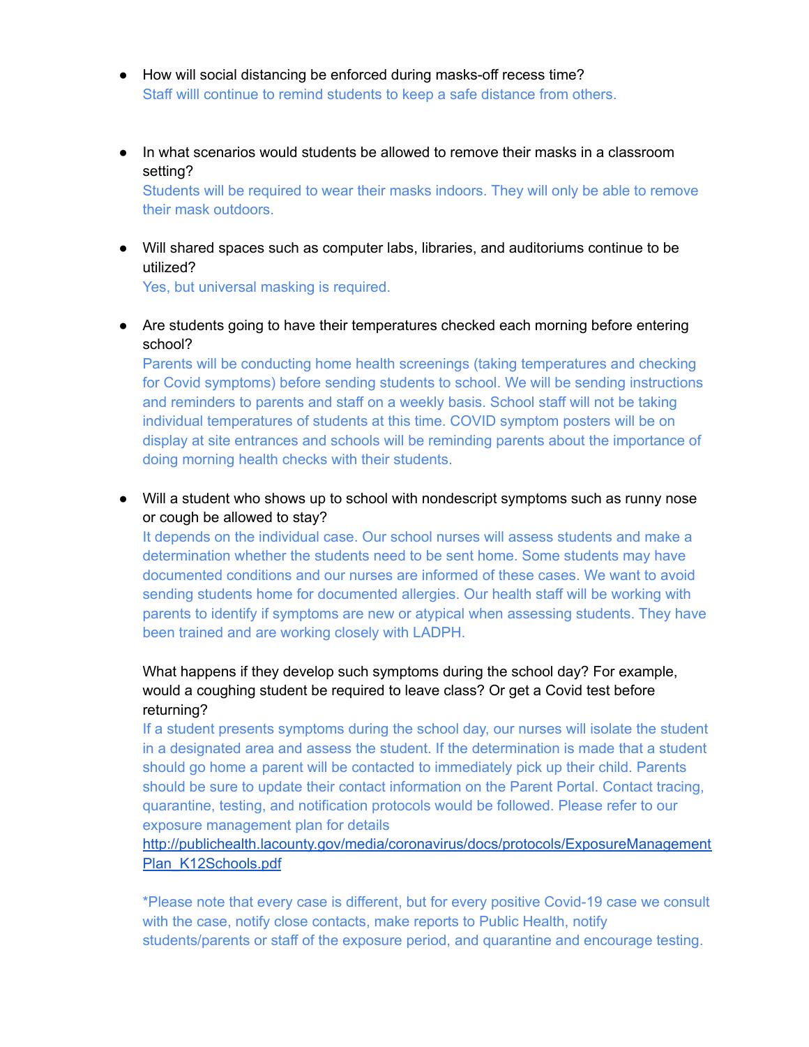- How will social distancing be enforced during masks-off recess time?
  Staff willl continue to remind students to keep a safe distance from others.

- In what scenarios would students be allowed to remove their masks in a classroom setting?
  Students will be required to wear their masks indoors. They will only be able to remove their mask outdoors.

- Will shared spaces such as computer labs, libraries, and auditoriums continue to be utilized?
  Yes, but universal masking is required.

- Are students going to have their temperatures checked each morning before entering school?
  Parents will be conducting home health screenings (taking temperatures and checking for Covid symptoms) before sending students to school. We will be sending instructions and reminders to parents and staff on a weekly basis. School staff will not be taking individual temperatures of students at this time. COVID symptom posters will be on display at site entrances and schools will be reminding parents about the importance of doing morning health checks with their students.

- Will a student who shows up to school with nondescript symptoms such as runny nose or cough be allowed to stay?
  It depends on the individual case. Our school nurses will assess students and make a determination whether the students need to be sent home. Some students may have documented conditions and our nurses are informed of these cases. We want to avoid sending students home for documented allergies. Our health staff will be working with parents to identify if symptoms are new or atypical when assessing students. They have been trained and are working closely with LADPH.

  What happens if they develop such symptoms during the school day? For example, would a coughing student be required to leave class? Or get a Covid test before returning?
  If a student presents symptoms during the school day, our nurses will isolate the student in a designated area and assess the student. If the determination is made that a student should go home a parent will be contacted to immediately pick up their child. Parents should be sure to update their contact information on the Parent Portal. Contact tracing, quarantine, testing, and notification protocols would be followed. Please refer to our exposure management plan for details
  [http://publichealth.lacounty.gov/media/coronavirus/docs/protocols/ExposureManagementPlan_K12Schools.pdf](http://publichealth.lacounty.gov/media/coronavirus/docs/protocols/ExposureManagementPlan_K12Schools.pdf)

  *Please note that every case is different, but for every positive Covid-19 case we consult with the case, notify close contacts, make reports to Public Health, notify students/parents or staff of the exposure period, and quarantine and encourage testing.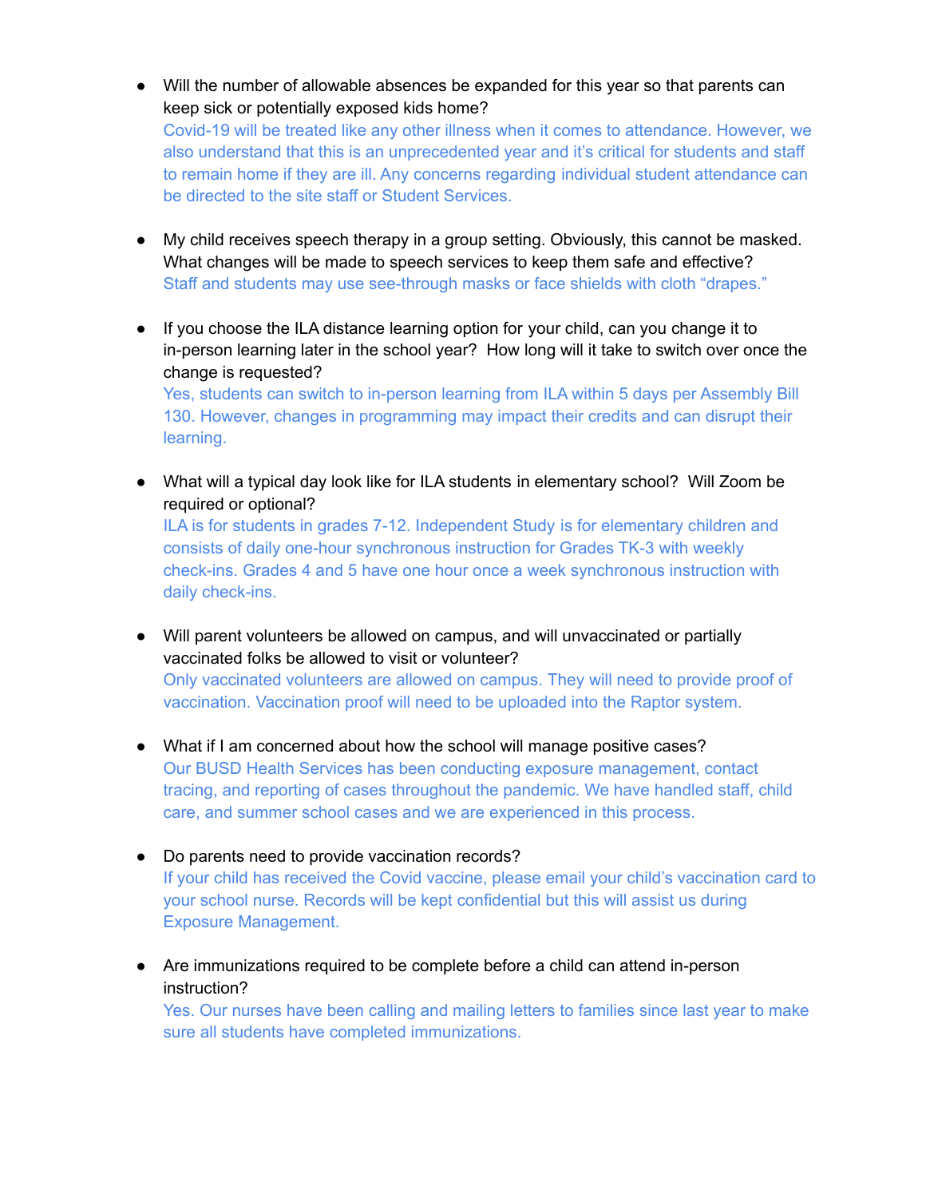- Will the number of allowable absences be expanded for this year so that parents can keep sick or potentially exposed kids home?
  Covid-19 will be treated like any other illness when it comes to attendance. However, we also understand that this is an unprecedented year and it's critical for students and staff to remain home if they are ill. Any concerns regarding individual student attendance can be directed to the site staff or Student Services.

- My child receives speech therapy in a group setting. Obviously, this cannot be masked. What changes will be made to speech services to keep them safe and effective?
  Staff and students may use see-through masks or face shields with cloth "drapes."

- If you choose the ILA distance learning option for your child, can you change it to in-person learning later in the school year? How long will it take to switch over once the change is requested?
  Yes, students can switch to in-person learning from ILA within 5 days per Assembly Bill 130. However, changes in programming may impact their credits and can disrupt their learning.

- What will a typical day look like for ILA students in elementary school? Will Zoom be required or optional?
  ILA is for students in grades 7-12. Independent Study is for elementary children and consists of daily one-hour synchronous instruction for Grades TK-3 with weekly check-ins. Grades 4 and 5 have one hour once a week synchronous instruction with daily check-ins.

- Will parent volunteers be allowed on campus, and will unvaccinated or partially vaccinated folks be allowed to visit or volunteer?
  Only vaccinated volunteers are allowed on campus. They will need to provide proof of vaccination. Vaccination proof will need to be uploaded into the Raptor system.

- What if I am concerned about how the school will manage positive cases?
  Our BUSD Health Services has been conducting exposure management, contact tracing, and reporting of cases throughout the pandemic. We have handled staff, child care, and summer school cases and we are experienced in this process.

- Do parents need to provide vaccination records?
  If your child has received the Covid vaccine, please email your child's vaccination card to your school nurse. Records will be kept confidential but this will assist us during Exposure Management.

- Are immunizations required to be complete before a child can attend in-person instruction?
  Yes. Our nurses have been calling and mailing letters to families since last year to make sure all students have completed immunizations.